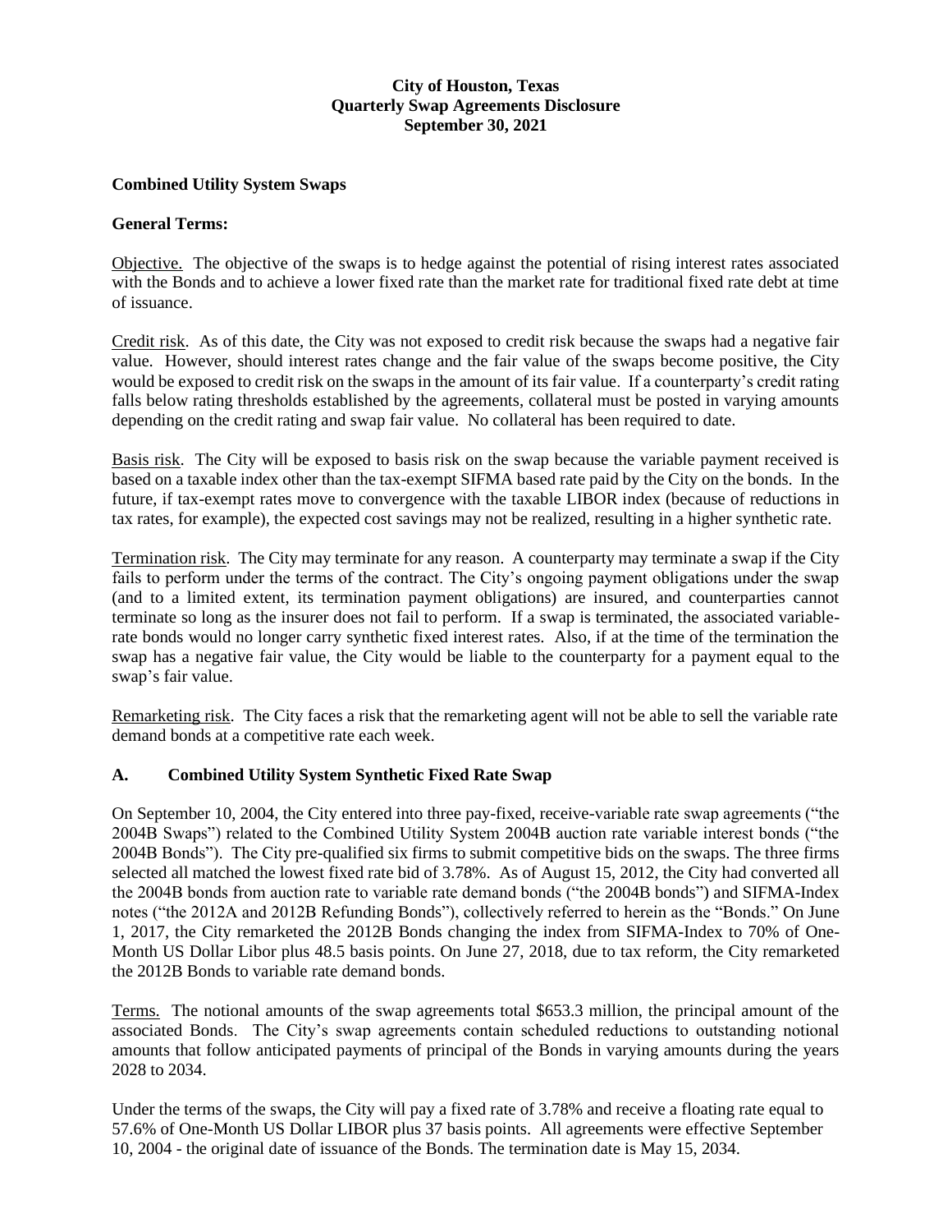# City of Houston, Texas
## Quarterly Swap Agreements Disclosure
### September 30, 2021

**Combined Utility System Swaps**

**General Terms:**

Objective. The objective of the swaps is to hedge against the potential of rising interest rates associated with the Bonds and to achieve a lower fixed rate than the market rate for traditional fixed rate debt at time of issuance.

Credit risk. As of this date, the City was not exposed to credit risk because the swaps had a negative fair value. However, should interest rates change and the fair value of the swaps become positive, the City would be exposed to credit risk on the swaps in the amount of its fair value. If a counterparty's credit rating falls below rating thresholds established by the agreements, collateral must be posted in varying amounts depending on the credit rating and swap fair value. No collateral has been required to date.

Basis risk. The City will be exposed to basis risk on the swap because the variable payment received is based on a taxable index other than the tax-exempt SIFMA based rate paid by the City on the bonds. In the future, if tax-exempt rates move to convergence with the taxable LIBOR index (because of reductions in tax rates, for example), the expected cost savings may not be realized, resulting in a higher synthetic rate.

Termination risk. The City may terminate for any reason. A counterparty may terminate a swap if the City fails to perform under the terms of the contract. The City's ongoing payment obligations under the swap (and to a limited extent, its termination payment obligations) are insured, and counterparties cannot terminate so long as the insurer does not fail to perform. If a swap is terminated, the associated variable-rate bonds would no longer carry synthetic fixed interest rates. Also, if at the time of the termination the swap has a negative fair value, the City would be liable to the counterparty for a payment equal to the swap's fair value.

Remarketing risk. The City faces a risk that the remarketing agent will not be able to sell the variable rate demand bonds at a competitive rate each week.

**A. Combined Utility System Synthetic Fixed Rate Swap**

On September 10, 2004, the City entered into three pay-fixed, receive-variable rate swap agreements ("the 2004B Swaps") related to the Combined Utility System 2004B auction rate variable interest bonds ("the 2004B Bonds"). The City pre-qualified six firms to submit competitive bids on the swaps. The three firms selected all matched the lowest fixed rate bid of 3.78%. As of August 15, 2012, the City had converted all the 2004B bonds from auction rate to variable rate demand bonds ("the 2004B bonds") and SIFMA-Index notes ("the 2012A and 2012B Refunding Bonds"), collectively referred to herein as the "Bonds." On June 1, 2017, the City remarketed the 2012B Bonds changing the index from SIFMA-Index to 70% of One-Month US Dollar Libor plus 48.5 basis points. On June 27, 2018, due to tax reform, the City remarketed the 2012B Bonds to variable rate demand bonds.

Terms. The notional amounts of the swap agreements total $653.3 million, the principal amount of the associated Bonds. The City's swap agreements contain scheduled reductions to outstanding notional amounts that follow anticipated payments of principal of the Bonds in varying amounts during the years 2028 to 2034.

Under the terms of the swaps, the City will pay a fixed rate of 3.78% and receive a floating rate equal to 57.6% of One-Month US Dollar LIBOR plus 37 basis points. All agreements were effective September 10, 2004 - the original date of issuance of the Bonds. The termination date is May 15, 2034.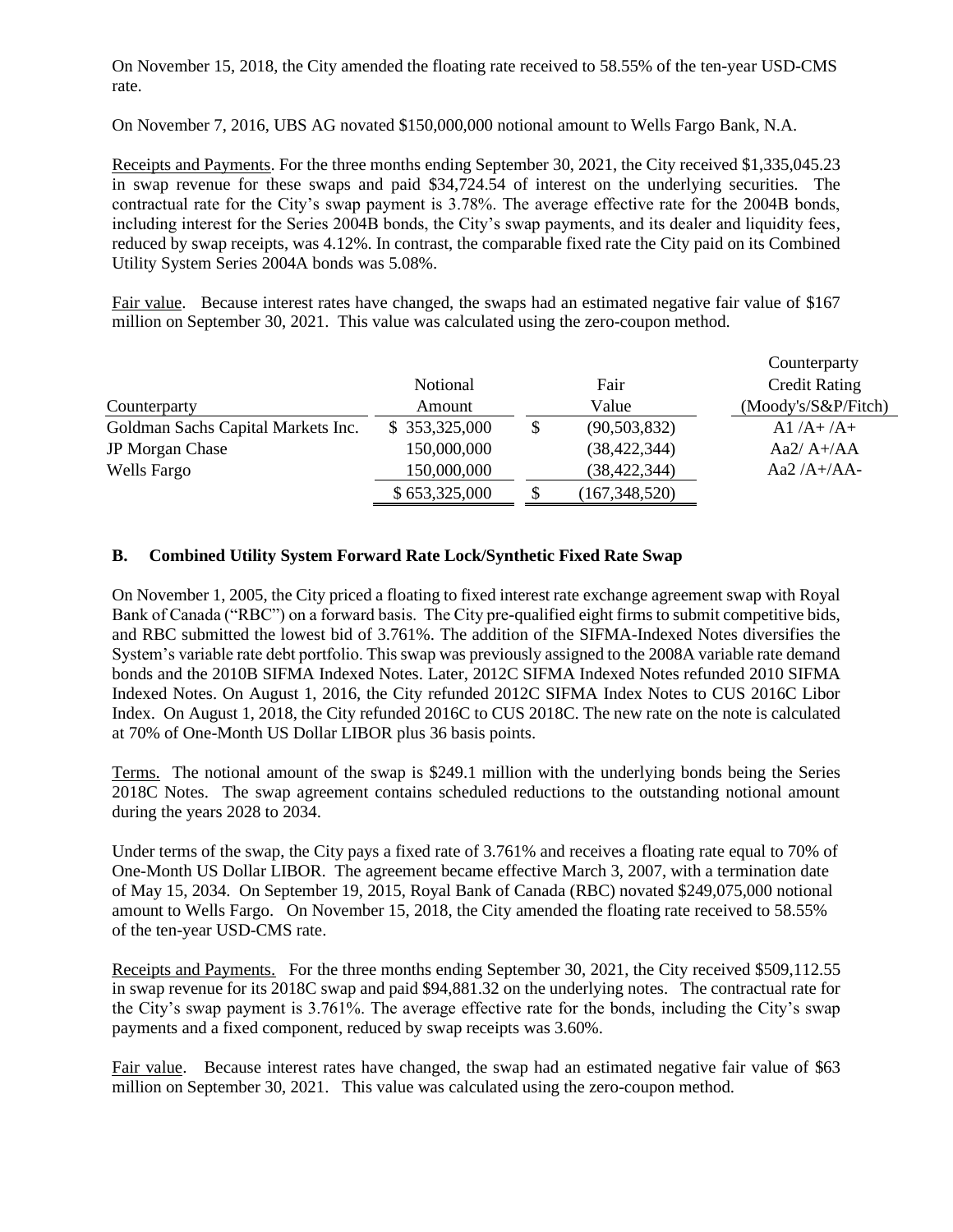On November 15, 2018, the City amended the floating rate received to 58.55% of the ten-year USD-CMS rate.

On November 7, 2016, UBS AG novated $150,000,000 notional amount to Wells Fargo Bank, N.A.

Receipts and Payments. For the three months ending September 30, 2021, the City received $1,335,045.23 in swap revenue for these swaps and paid $34,724.54 of interest on the underlying securities. The contractual rate for the City's swap payment is 3.78%. The average effective rate for the 2004B bonds, including interest for the Series 2004B bonds, the City's swap payments, and its dealer and liquidity fees, reduced by swap receipts, was 4.12%. In contrast, the comparable fixed rate the City paid on its Combined Utility System Series 2004A bonds was 5.08%.

Fair value. Because interest rates have changed, the swaps had an estimated negative fair value of $167 million on September 30, 2021. This value was calculated using the zero-coupon method.

| Counterparty | Notional Amount | Fair Value | Counterparty Credit Rating (Moody's/S&P/Fitch) |
|---|---|---|---|
| Goldman Sachs Capital Markets Inc. | $ 353,325,000 | $ (90,503,832) | A1 /A+ /A+ |
| JP Morgan Chase | 150,000,000 | (38,422,344) | Aa2/ A+/AA |
| Wells Fargo | 150,000,000 | (38,422,344) | Aa2 /A+/AA- |
| | $ 653,325,000 | $ (167,348,520) | |

### B. Combined Utility System Forward Rate Lock/Synthetic Fixed Rate Swap

On November 1, 2005, the City priced a floating to fixed interest rate exchange agreement swap with Royal Bank of Canada ("RBC") on a forward basis. The City pre-qualified eight firms to submit competitive bids, and RBC submitted the lowest bid of 3.761%. The addition of the SIFMA-Indexed Notes diversifies the System's variable rate debt portfolio. This swap was previously assigned to the 2008A variable rate demand bonds and the 2010B SIFMA Indexed Notes. Later, 2012C SIFMA Indexed Notes refunded 2010 SIFMA Indexed Notes. On August 1, 2016, the City refunded 2012C SIFMA Index Notes to CUS 2016C Libor Index. On August 1, 2018, the City refunded 2016C to CUS 2018C. The new rate on the note is calculated at 70% of One-Month US Dollar LIBOR plus 36 basis points.

Terms. The notional amount of the swap is $249.1 million with the underlying bonds being the Series 2018C Notes. The swap agreement contains scheduled reductions to the outstanding notional amount during the years 2028 to 2034.

Under terms of the swap, the City pays a fixed rate of 3.761% and receives a floating rate equal to 70% of One-Month US Dollar LIBOR. The agreement became effective March 3, 2007, with a termination date of May 15, 2034. On September 19, 2015, Royal Bank of Canada (RBC) novated $249,075,000 notional amount to Wells Fargo. On November 15, 2018, the City amended the floating rate received to 58.55% of the ten-year USD-CMS rate.

Receipts and Payments. For the three months ending September 30, 2021, the City received $509,112.55 in swap revenue for its 2018C swap and paid $94,881.32 on the underlying notes. The contractual rate for the City's swap payment is 3.761%. The average effective rate for the bonds, including the City's swap payments and a fixed component, reduced by swap receipts was 3.60%.

Fair value. Because interest rates have changed, the swap had an estimated negative fair value of $63 million on September 30, 2021. This value was calculated using the zero-coupon method.